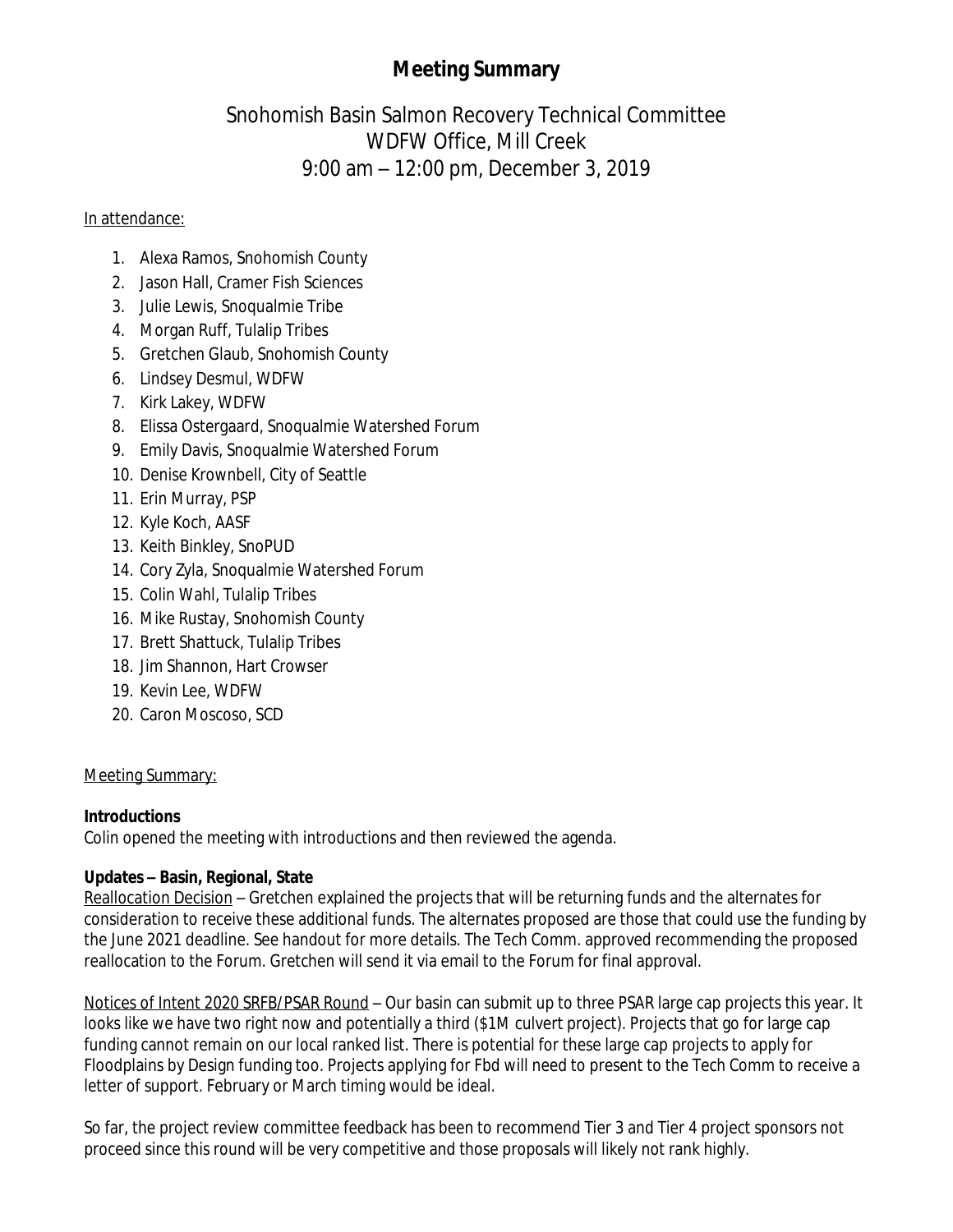# Meeting Summary

## Snohomish Basin Salmon Recovery Technical Committee
## WDFW Office, Mill Creek
## 9:00 am – 12:00 pm, December 3, 2019

In attendance:

1. Alexa Ramos, Snohomish County
2. Jason Hall, Cramer Fish Sciences
3. Julie Lewis, Snoqualmie Tribe
4. Morgan Ruff, Tulalip Tribes
5. Gretchen Glaub, Snohomish County
6. Lindsey Desmul, WDFW
7. Kirk Lakey, WDFW
8. Elissa Ostergaard, Snoqualmie Watershed Forum
9. Emily Davis, Snoqualmie Watershed Forum
10. Denise Krownbell, City of Seattle
11. Erin Murray, PSP
12. Kyle Koch, AASF
13. Keith Binkley, SnoPUD
14. Cory Zyla, Snoqualmie Watershed Forum
15. Colin Wahl, Tulalip Tribes
16. Mike Rustay, Snohomish County
17. Brett Shattuck, Tulalip Tribes
18. Jim Shannon, Hart Crowser
19. Kevin Lee, WDFW
20. Caron Moscoso, SCD

Meeting Summary:

**Introductions**
Colin opened the meeting with introductions and then reviewed the agenda.

**Updates – Basin, Regional, State**
Reallocation Decision – Gretchen explained the projects that will be returning funds and the alternates for consideration to receive these additional funds. The alternates proposed are those that could use the funding by the June 2021 deadline. See handout for more details. The Tech Comm. approved recommending the proposed reallocation to the Forum. Gretchen will send it via email to the Forum for final approval.

Notices of Intent 2020 SRFB/PSAR Round – Our basin can submit up to three PSAR large cap projects this year. It looks like we have two right now and potentially a third ($1M culvert project). Projects that go for large cap funding cannot remain on our local ranked list. There is potential for these large cap projects to apply for Floodplains by Design funding too. Projects applying for Fbd will need to present to the Tech Comm to receive a letter of support. February or March timing would be ideal.

So far, the project review committee feedback has been to recommend Tier 3 and Tier 4 project sponsors not proceed since this round will be very competitive and those proposals will likely not rank highly.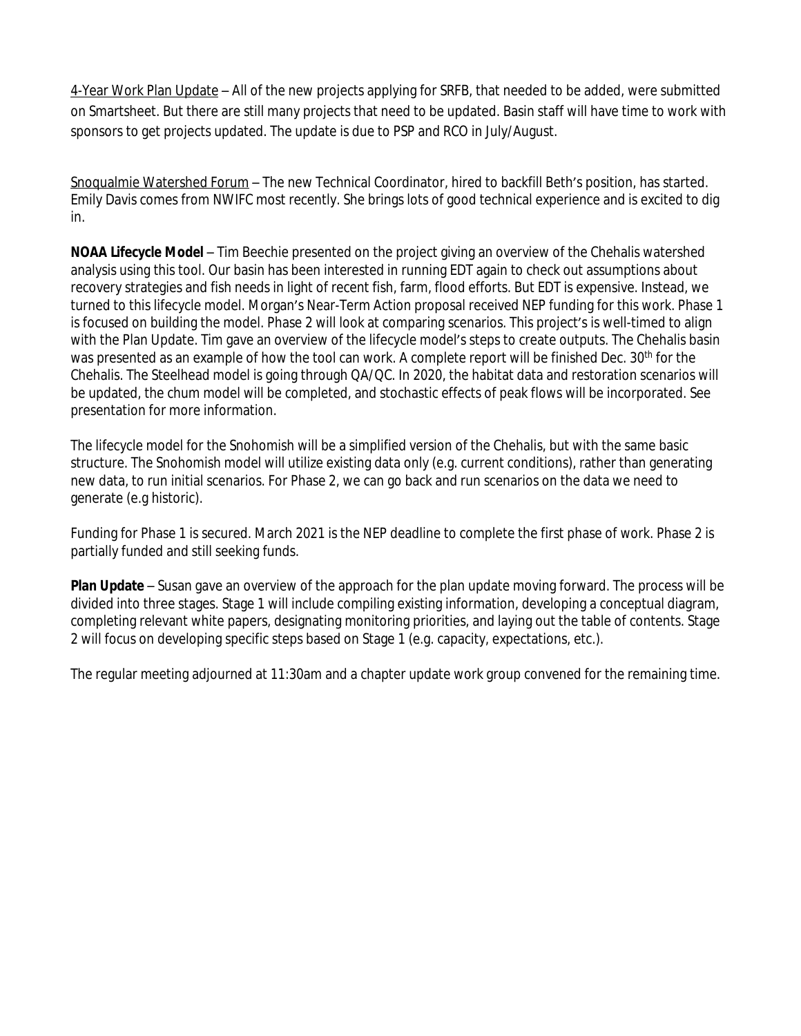<u>4-Year Work Plan Update</u> – All of the new projects applying for SRFB, that needed to be added, were submitted on Smartsheet. But there are still many projects that need to be updated. Basin staff will have time to work with sponsors to get projects updated. The update is due to PSP and RCO in July/August.

<u>Snoqualmie Watershed Forum</u> – The new Technical Coordinator, hired to backfill Beth's position, has started. Emily Davis comes from NWIFC most recently. She brings lots of good technical experience and is excited to dig in.

**NOAA Lifecycle Model** – Tim Beechie presented on the project giving an overview of the Chehalis watershed analysis using this tool. Our basin has been interested in running EDT again to check out assumptions about recovery strategies and fish needs in light of recent fish, farm, flood efforts. But EDT is expensive. Instead, we turned to this lifecycle model. Morgan's Near-Term Action proposal received NEP funding for this work. Phase 1 is focused on building the model. Phase 2 will look at comparing scenarios. This project's is well-timed to align with the Plan Update. Tim gave an overview of the lifecycle model's steps to create outputs. The Chehalis basin was presented as an example of how the tool can work. A complete report will be finished Dec. 30th for the Chehalis. The Steelhead model is going through QA/QC. In 2020, the habitat data and restoration scenarios will be updated, the chum model will be completed, and stochastic effects of peak flows will be incorporated. See presentation for more information.

The lifecycle model for the Snohomish will be a simplified version of the Chehalis, but with the same basic structure. The Snohomish model will utilize existing data only (e.g. current conditions), rather than generating new data, to run initial scenarios. For Phase 2, we can go back and run scenarios on the data we need to generate (e.g historic).

Funding for Phase 1 is secured. March 2021 is the NEP deadline to complete the first phase of work. Phase 2 is partially funded and still seeking funds.

**Plan Update** – Susan gave an overview of the approach for the plan update moving forward. The process will be divided into three stages. Stage 1 will include compiling existing information, developing a conceptual diagram, completing relevant white papers, designating monitoring priorities, and laying out the table of contents. Stage 2 will focus on developing specific steps based on Stage 1 (e.g. capacity, expectations, etc.).

The regular meeting adjourned at 11:30am and a chapter update work group convened for the remaining time.